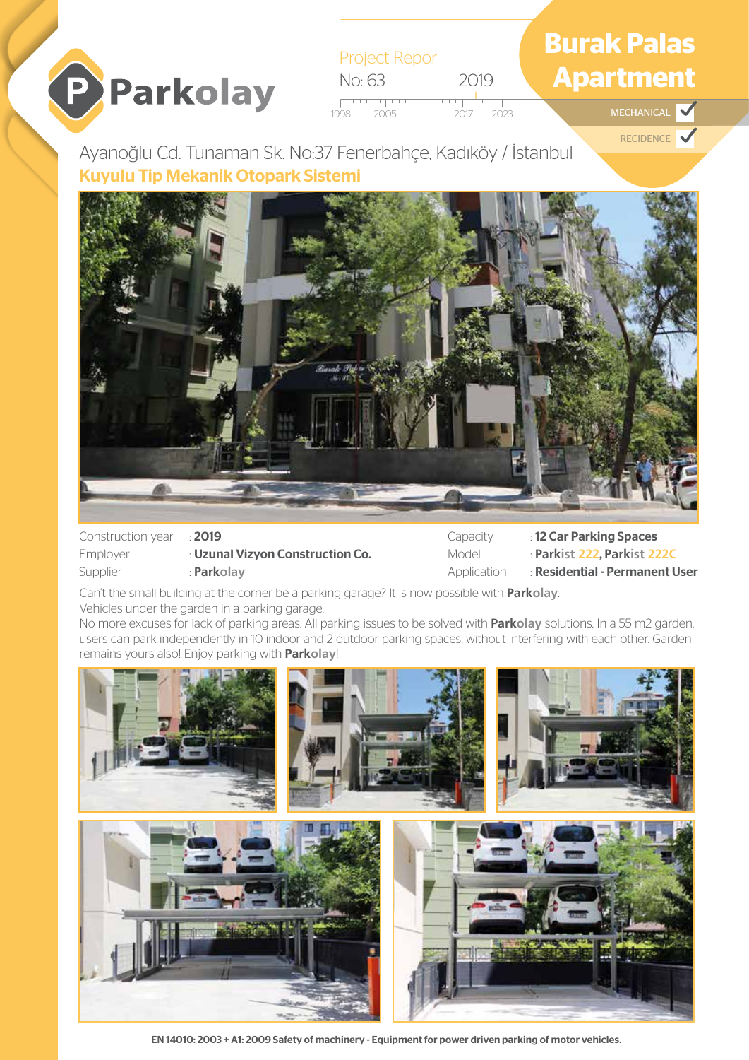# Burak Palas Apartment

Project Repor

No: 63 2019

1998 2005 2017 2023

MECHANICAL ✓

RECIDENCE ✓

Ayanoğlu Cd. Tunaman Sk. No:37 Fenerbahçe, Kadıköy / İstanbul

**Kuyulu Tip Mekanik Otopark Sistemi**

| | | | |
|---|---|---|---|
| Construction year | : **2019** | Capacity | : **12 Car Parking Spaces** |
| Employer | : **Uzunal Vizyon Construction Co.** | Model | : **Parkist 222, Parkist 222C** |
| Supplier | : **Parkolay** | Application | : **Residential - Permanent User** |

Can't the small building at the corner be a parking garage? It is now possible with **Parkolay**.
Vehicles under the garden in a parking garage.
No more excuses for lack of parking areas. All parking issues to be solved with **Parkolay** solutions. In a 55 m2 garden, users can park independently in 10 indoor and 2 outdoor parking spaces, without interfering with each other. Garden remains yours also! Enjoy parking with **Parkolay**!

EN 14010: 2003 + A1: 2009 Safety of machinery - Equipment for power driven parking of motor vehicles.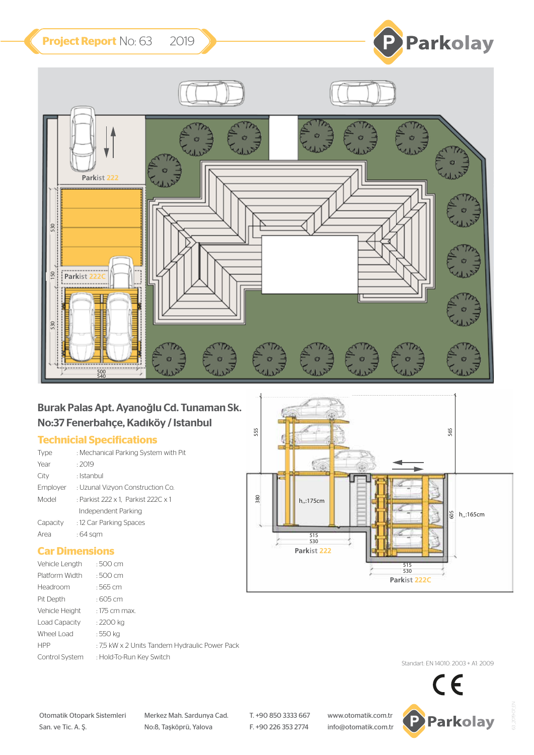Project Report No: 63 2019

Parkolay

Parkist 222

530

150

Parkist 222C

530

500

540

## Burak Palas Apt. Ayanoğlu Cd. Tunaman Sk. No:37 Fenerbahçe, Kadıköy / Istanbul

555

565

380

$h_a$:175cm

605

$h_a$:165cm

515

530

Parkist 222

515

530

Parkist 222C

### Technical Specifications

| | |
|---|---|
| Type | : Mechanical Parking System with Pit |
| Year | : 2019 |
| City | : Istanbul |
| Employer | : Uzunal Vizyon Construction Co. |
| Model | : Parkist 222 x 1, Parkist 222C x 1 Independent Parking |
| Capacity | : 12 Car Parking Spaces |
| Area | : 64 sqm |

### Car Dimensions

| | |
|---|---|
| Vehicle Length | : 500 cm |
| Platform Width | : 500 cm |
| Headroom | : 565 cm |
| Pit Depth | : 605 cm |
| Vehicle Height | : 175 cm max. |
| Load Capacity | : 2200 kg |
| Wheel Load | : 550 kg |
| HPP | : 7.5 kW x 2 Units Tandem Hydraulic Power Pack |
| Control System | : Hold-To-Run Key Switch |

Standart: EN 14010: 2003 + A1: 2009

CE

Otomatik Otopark Sistemleri San. ve Tic. A. Ş.

Merkez Mah. Sardunya Cad. No:8, Taşköprü, Yalova

T. +90 850 3333 667
F. +90 226 353 2774

www.otomatik.com.tr
info@otomatik.com.tr

Parkolay